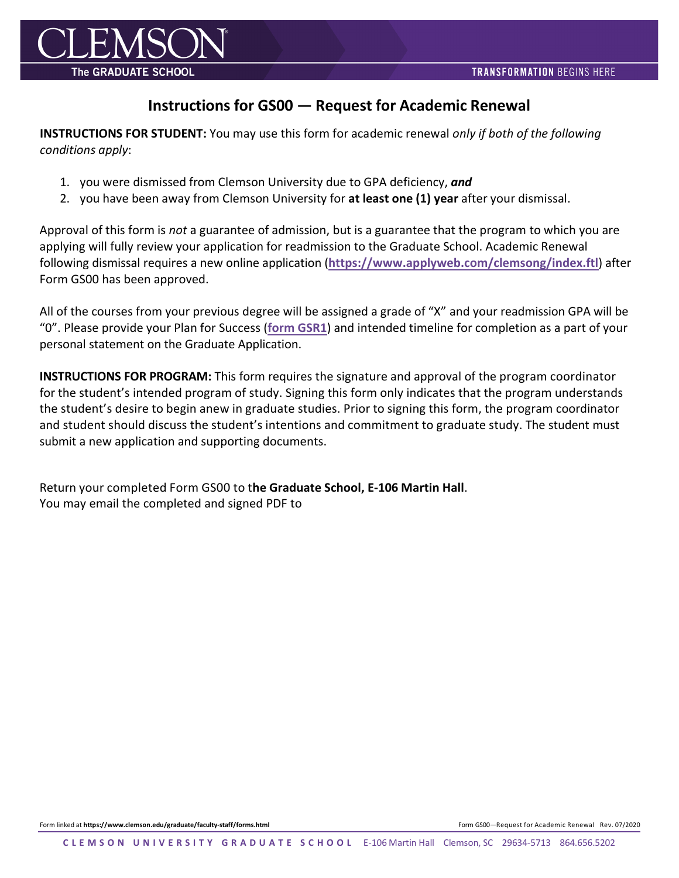# Instructions for GS00 — Request for Academic Renewal

**INSTRUCTIONS FOR STUDENT:** You may use this form for academic renewal *only if both of the following conditions apply*:

1. you were dismissed from Clemson University due to GPA deficiency, ***and***
2. you have been away from Clemson University for **at least one (1) year** after your dismissal.

Approval of this form is *not* a guarantee of admission, but is a guarantee that the program to which you are applying will fully review your application for readmission to the Graduate School. Academic Renewal following dismissal requires a new online application (**https://www.applyweb.com/clemsong/index.ftl**) after Form GS00 has been approved.

All of the courses from your previous degree will be assigned a grade of "X" and your readmission GPA will be "0". Please provide your Plan for Success (**form GSR1**) and intended timeline for completion as a part of your personal statement on the Graduate Application.

**INSTRUCTIONS FOR PROGRAM:** This form requires the signature and approval of the program coordinator for the student's intended program of study. Signing this form only indicates that the program understands the student's desire to begin anew in graduate studies. Prior to signing this form, the program coordinator and student should discuss the student's intentions and commitment to graduate study. The student must submit a new application and supporting documents.

Return your completed Form GS00 to t**he Graduate School, E-106 Martin Hall**.
You may email the completed and signed PDF to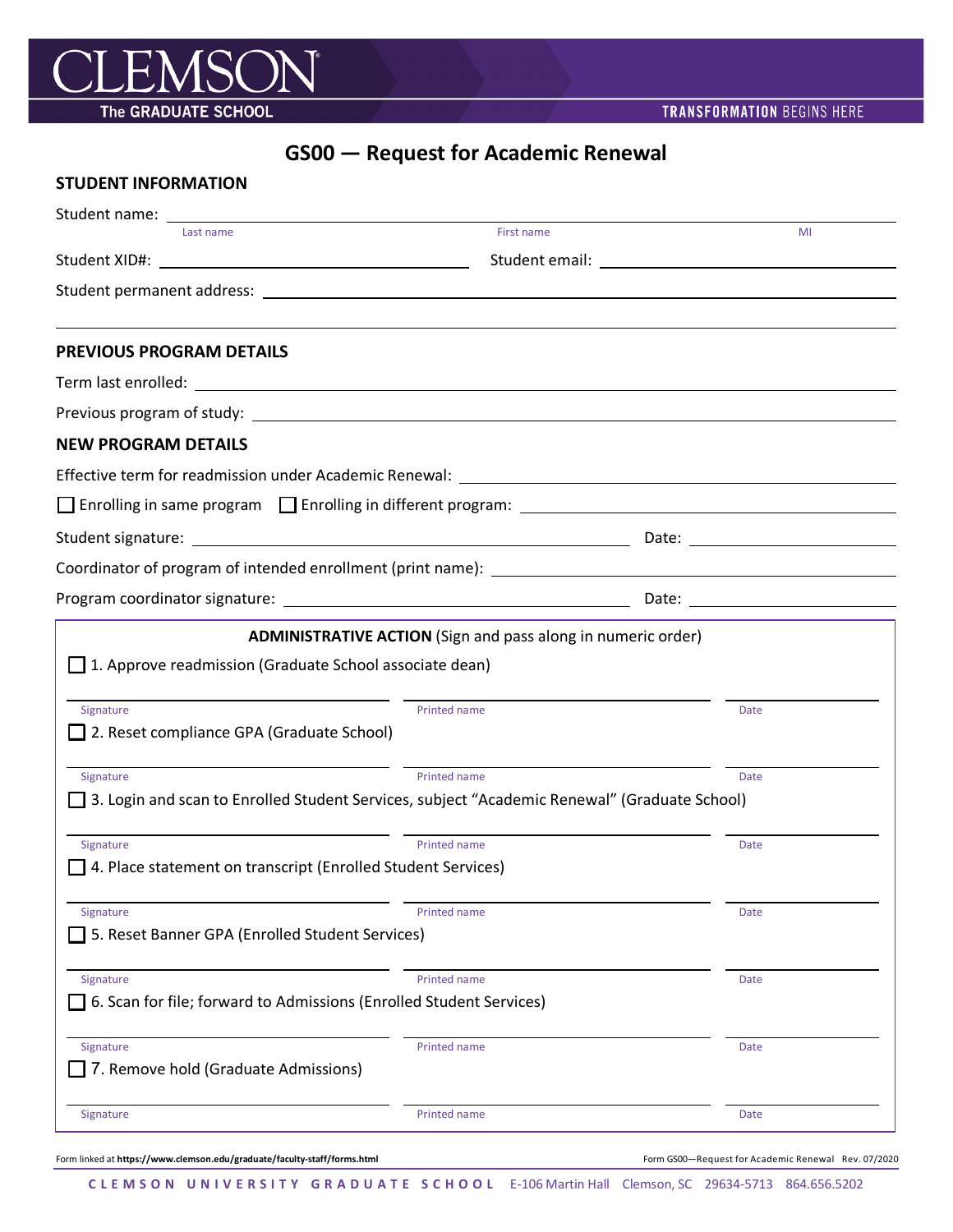CLEMSON
The GRADUATE SCHOOL
TRANSFORMATION BEGINS HERE

# GS00 — Request for Academic Renewal

## STUDENT INFORMATION

Student name: ____________________________________________
Last name First name MI

Student XID#: ____________________ Student email: ____________________

Student permanent address: ____________________________________________

## PREVIOUS PROGRAM DETAILS

Term last enrolled: ____________________________________________

Previous program of study: ____________________________________________

## NEW PROGRAM DETAILS

Effective term for readmission under Academic Renewal: ____________________

☐ Enrolling in same program ☐ Enrolling in different program: ____________________

Student signature: ____________________ Date: ____________

Coordinator of program of intended enrollment (print name): ____________________

Program coordinator signature: ____________________ Date: ____________

**ADMINISTRATIVE ACTION** (Sign and pass along in numeric order)

☐ 1. Approve readmission (Graduate School associate dean)

Signature ____________ Printed name ____________ Date ____________

☐ 2. Reset compliance GPA (Graduate School)

Signature ____________ Printed name ____________ Date ____________

☐ 3. Login and scan to Enrolled Student Services, subject "Academic Renewal" (Graduate School)

Signature ____________ Printed name ____________ Date ____________

☐ 4. Place statement on transcript (Enrolled Student Services)

Signature ____________ Printed name ____________ Date ____________

☐ 5. Reset Banner GPA (Enrolled Student Services)

Signature ____________ Printed name ____________ Date ____________

☐ 6. Scan for file; forward to Admissions (Enrolled Student Services)

Signature ____________ Printed name ____________ Date ____________

☐ 7. Remove hold (Graduate Admissions)

Signature ____________ Printed name ____________ Date ____________

Form linked at **https://www.clemson.edu/graduate/faculty-staff/forms.html**

Form GS00—Request for Academic Renewal Rev. 07/2020

CLEMSON UNIVERSITY GRADUATE SCHOOL E-106 Martin Hall Clemson, SC 29634-5713 864.656.5202